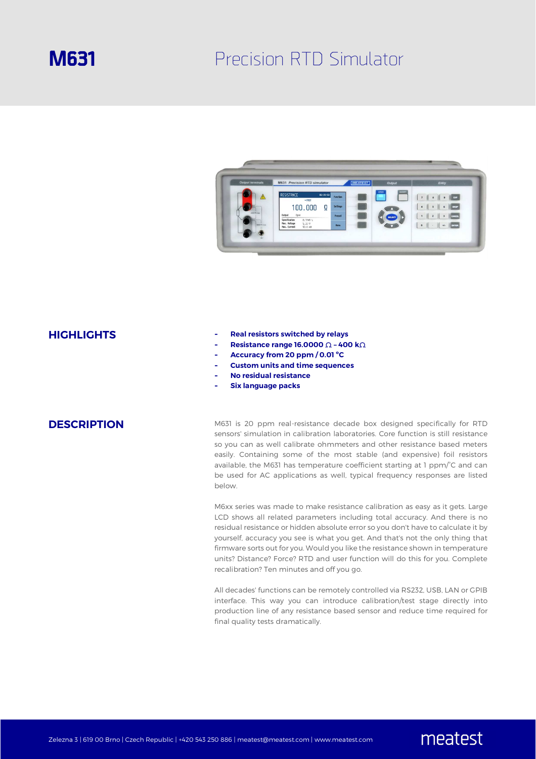# M631

## Precision RTD Simulator

## HIGHLIGHTS

- **Real resistors switched by relays**
- **Resistance range 16.0000 Ω – 400 kΩ**
- **Accuracy from 20 ppm / 0.01 °C**
- **Custom units and time sequences**
- **No residual resistance**
- **Six language packs**

## DESCRIPTION

M631 is 20 ppm real-resistance decade box designed specifically for RTD sensors' simulation in calibration laboratories. Core function is still resistance so you can as well calibrate ohmmeters and other resistance based meters easily. Containing some of the most stable (and expensive) foil resistors available, the M631 has temperature coefficient starting at 1 ppm/°C and can be used for AC applications as well, typical frequency responses are listed below.

M6xx series was made to make resistance calibration as easy as it gets. Large LCD shows all related parameters including total accuracy. And there is no residual resistance or hidden absolute error so you don't have to calculate it by yourself, accuracy you see is what you get. And that's not the only thing that firmware sorts out for you. Would you like the resistance shown in temperature units? Distance? Force? RTD and user function will do this for you. Complete recalibration? Ten minutes and off you go.

All decades' functions can be remotely controlled via RS232, USB, LAN or GPIB interface. This way you can introduce calibration/test stage directly into production line of any resistance based sensor and reduce time required for final quality tests dramatically.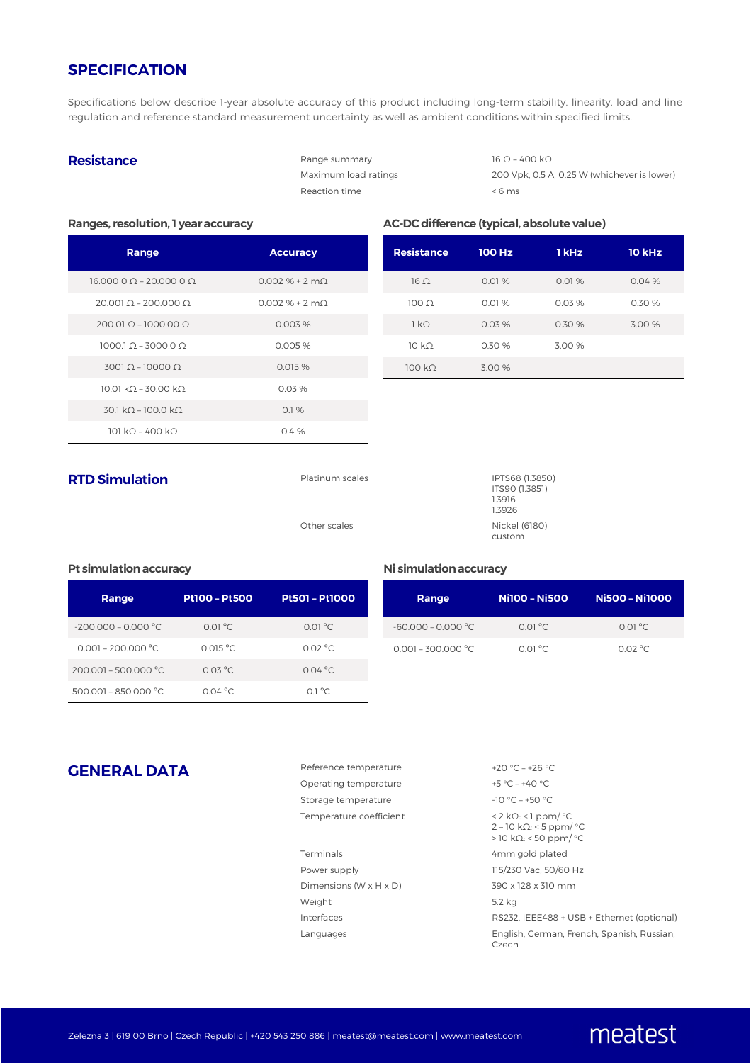## SPECIFICATION

Specifications below describe 1-year absolute accuracy of this product including long-term stability, linearity, load and line regulation and reference standard measurement uncertainty as well as ambient conditions within specified limits.

### Resistance

| | |
|---|---|
| Range summary | 16 Ω – 400 kΩ |
| Maximum load ratings | 200 Vpk, 0.5 A, 0.25 W (whichever is lower) |
| Reaction time | < 6 ms |

#### Ranges, resolution, 1 year accuracy

| Range | Accuracy |
|---|---|
| 16.000 0 Ω – 20.000 0 Ω | 0.002 % + 2 mΩ |
| 20.001 Ω – 200.000 Ω | 0.002 % + 2 mΩ |
| 200.01 Ω – 1000.00 Ω | 0.003 % |
| 1000.1 Ω – 3000.0 Ω | 0.005 % |
| 3001 Ω – 10000 Ω | 0.015 % |
| 10.01 kΩ – 30.00 kΩ | 0.03 % |
| 30.1 kΩ – 100.0 kΩ | 0.1 % |
| 101 kΩ – 400 kΩ | 0.4 % |

#### AC-DC difference (typical, absolute value)

| Resistance | 100 Hz | 1 kHz | 10 kHz |
|---|---|---|---|
| 16 Ω | 0.01 % | 0.01 % | 0.04 % |
| 100 Ω | 0.01 % | 0.03 % | 0.30 % |
| 1 kΩ | 0.03 % | 0.30 % | 3.00 % |
| 10 kΩ | 0.30 % | 3.00 % | |
| 100 kΩ | 3.00 % | | |

### RTD Simulation

| | |
|---|---|
| Platinum scales | IPTS68 (1.3850)<br>ITS90 (1.3851)<br>1.3916<br>1.3926 |
| Other scales | Nickel (6180)<br>custom |

#### Pt simulation accuracy

| Range | Pt100 - Pt500 | Pt501 - Pt1000 |
|---|---|---|
| -200.000 – 0.000 °C | 0.01 °C | 0.01 °C |
| 0.001 – 200.000 °C | 0.015 °C | 0.02 °C |
| 200.001 – 500.000 °C | 0.03 °C | 0.04 °C |
| 500.001 – 850.000 °C | 0.04 °C | 0.1 °C |

#### Ni simulation accuracy

| Range | Ni100 - Ni500 | Ni500 - Ni1000 |
|---|---|---|
| -60.000 – 0.000 °C | 0.01 °C | 0.01 °C |
| 0.001 – 300.000 °C | 0.01 °C | 0.02 °C |

## GENERAL DATA

| | |
|---|---|
| Reference temperature | +20 °C – +26 °C |
| Operating temperature | +5 °C – +40 °C |
| Storage temperature | -10 °C – +50 °C |
| Temperature coefficient | < 2 kΩ: < 1 ppm/ °C<br>2 – 10 kΩ: < 5 ppm/ °C<br>> 10 kΩ: < 50 ppm/ °C |
| Terminals | 4mm gold plated |
| Power supply | 115/230 Vac, 50/60 Hz |
| Dimensions (W x H x D) | 390 x 128 x 310 mm |
| Weight | 5.2 kg |
| Interfaces | RS232, IEEE488 + USB + Ethernet (optional) |
| Languages | English, German, French, Spanish, Russian, Czech |

Zelezna 3 | 619 00 Brno | Czech Republic | +420 543 250 886 | meatest@meatest.com | www.meatest.com

meatest